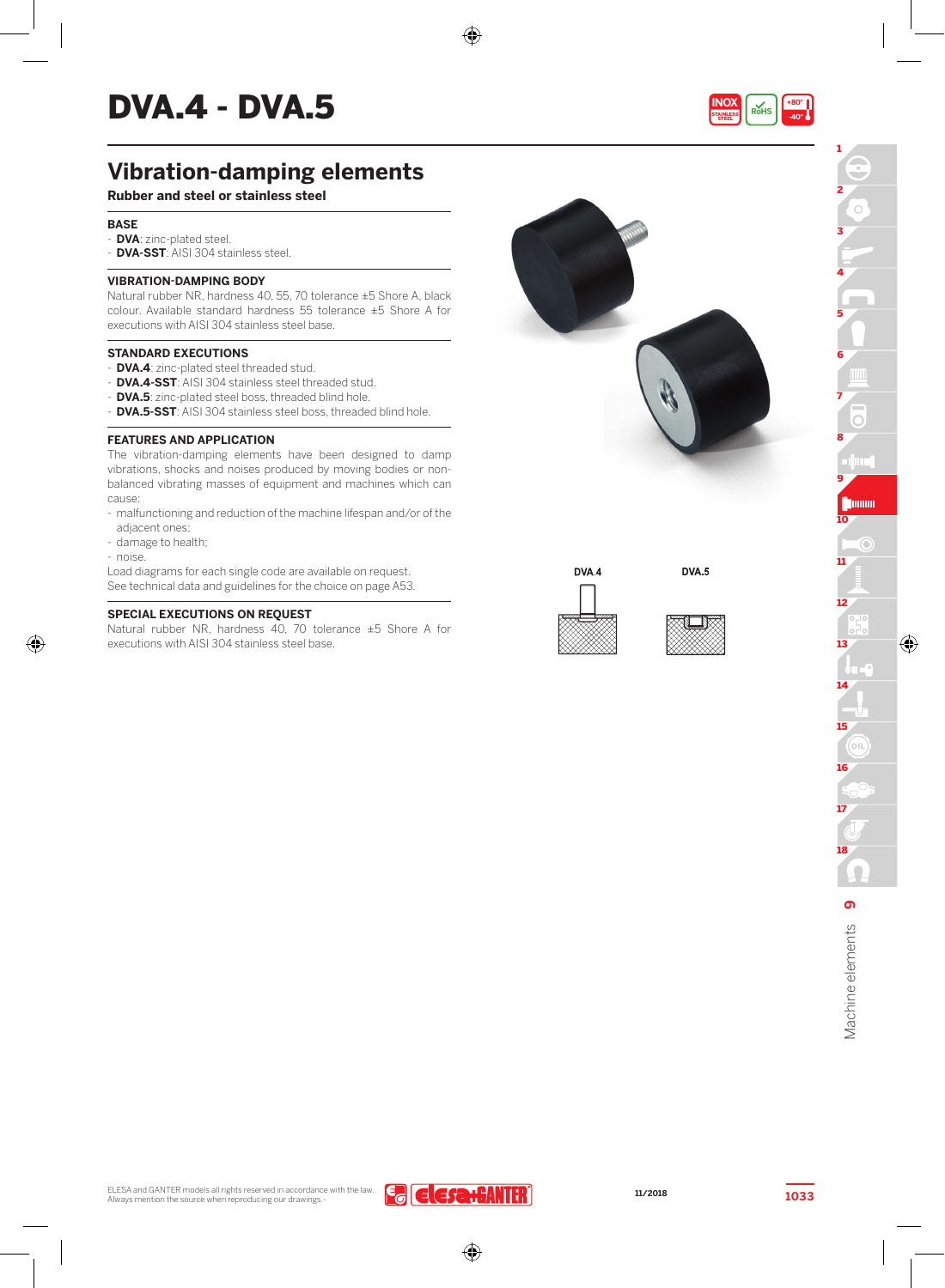# DVA.4 - DVA.5

## Vibration-damping elements

**Rubber and steel or stainless steel**

### BASE

- **DVA**: zinc-plated steel.
- **DVA-SST**: AISI 304 stainless steel.

### VIBRATION-DAMPING BODY

Natural rubber NR, hardness 40, 55, 70 tolerance ±5 Shore A, black colour. Available standard hardness 55 tolerance ±5 Shore A for executions with AISI 304 stainless steel base.

### STANDARD EXECUTIONS

- **DVA.4**: zinc-plated steel threaded stud.
- **DVA.4-SST**: AISI 304 stainless steel threaded stud.
- **DVA.5**: zinc-plated steel boss, threaded blind hole.
- **DVA.5-SST**: AISI 304 stainless steel boss, threaded blind hole.

### FEATURES AND APPLICATION

The vibration-damping elements have been designed to damp vibrations, shocks and noises produced by moving bodies or non-balanced vibrating masses of equipment and machines which can cause:

- malfunctioning and reduction of the machine lifespan and/or of the adjacent ones;
- damage to health;
- noise.

Load diagrams for each single code are available on request.
See technical data and guidelines for the choice on page A53.

### SPECIAL EXECUTIONS ON REQUEST

Natural rubber NR, hardness 40, 70 tolerance ±5 Shore A for executions with AISI 304 stainless steel base.

DVA.4

DVA.5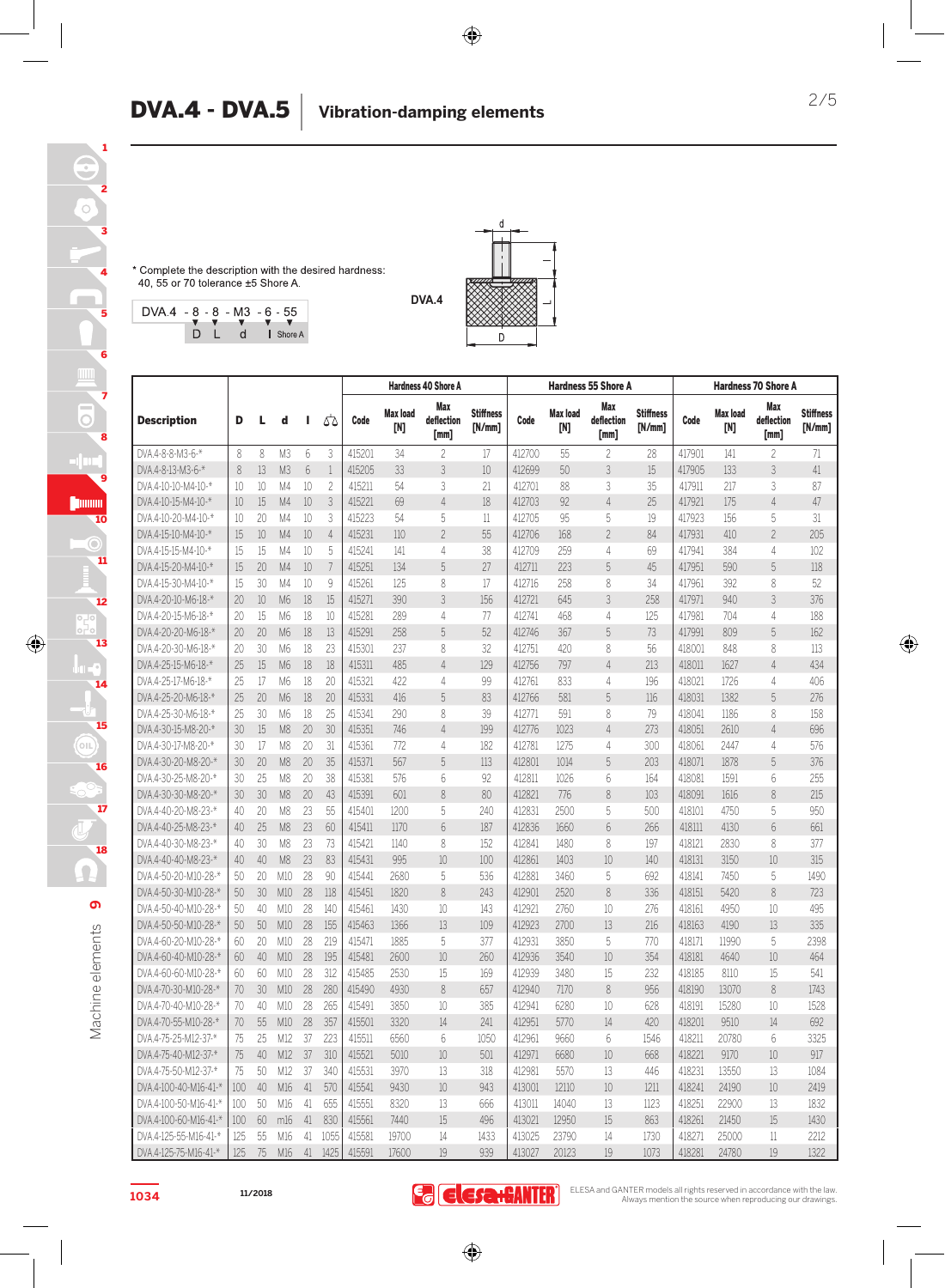# DVA.4 - DVA.5 Vibration-damping elements

* Complete the description with the desired hardness: 40, 55 or 70 tolerance ±5 Shore A.

DVA.4 - 8 - 8 - M3 - 6 - 55
D L d l Shore A

DVA.4

| Description | D | L | d | l | ⚖ | Hardness 40 Shore A Code | Max load [N] | Max deflection [mm] | Stiffness [N/mm] | Hardness 55 Shore A Code | Max load [N] | Max deflection [mm] | Stiffness [N/mm] | Hardness 70 Shore A Code | Max load [N] | Max deflection [mm] | Stiffness [N/mm] |
|---|---|---|---|---|---|---|---|---|---|---|---|---|---|---|---|---|---|
| DVA.4-8-8-M3-6-* | 8 | 8 | M3 | 6 | 3 | 415201 | 34 | 2 | 17 | 412700 | 55 | 2 | 28 | 417901 | 141 | 2 | 71 |
| DVA.4-8-13-M3-6-* | 8 | 13 | M3 | 6 | 1 | 415205 | 33 | 3 | 10 | 412699 | 50 | 3 | 15 | 417905 | 133 | 3 | 41 |
| DVA.4-10-10-M4-10-* | 10 | 10 | M4 | 10 | 2 | 415211 | 54 | 3 | 21 | 412701 | 88 | 3 | 35 | 417911 | 217 | 3 | 87 |
| DVA.4-10-15-M4-10-* | 10 | 15 | M4 | 10 | 3 | 415221 | 69 | 4 | 18 | 412703 | 92 | 4 | 25 | 417921 | 175 | 4 | 47 |
| DVA.4-10-20-M4-10-* | 10 | 20 | M4 | 10 | 3 | 415223 | 54 | 5 | 11 | 412705 | 95 | 5 | 19 | 417923 | 156 | 5 | 31 |
| DVA.4-15-10-M4-10-* | 15 | 10 | M4 | 10 | 4 | 415231 | 110 | 2 | 55 | 412706 | 168 | 2 | 84 | 417931 | 410 | 2 | 205 |
| DVA.4-15-15-M4-10-* | 15 | 15 | M4 | 10 | 5 | 415241 | 141 | 4 | 38 | 412709 | 259 | 4 | 69 | 417941 | 384 | 4 | 102 |
| DVA.4-15-20-M4-10-* | 15 | 20 | M4 | 10 | 7 | 415251 | 134 | 5 | 27 | 412711 | 223 | 5 | 45 | 417951 | 590 | 5 | 118 |
| DVA.4-15-30-M4-10-* | 15 | 30 | M4 | 10 | 9 | 415261 | 125 | 8 | 17 | 412716 | 258 | 8 | 34 | 417961 | 392 | 8 | 52 |
| DVA.4-20-10-M6-18-* | 20 | 10 | M6 | 18 | 15 | 415271 | 390 | 3 | 156 | 412721 | 645 | 3 | 258 | 417971 | 940 | 3 | 376 |
| DVA.4-20-15-M6-18-* | 20 | 15 | M6 | 18 | 10 | 415281 | 289 | 4 | 77 | 412741 | 468 | 4 | 125 | 417981 | 704 | 4 | 188 |
| DVA.4-20-20-M6-18-* | 20 | 20 | M6 | 18 | 13 | 415291 | 258 | 5 | 52 | 412746 | 367 | 5 | 73 | 417991 | 809 | 5 | 162 |
| DVA.4-20-30-M6-18-* | 20 | 30 | M6 | 18 | 23 | 415301 | 237 | 8 | 32 | 412751 | 420 | 8 | 56 | 418001 | 848 | 8 | 113 |
| DVA.4-25-15-M6-18-* | 25 | 15 | M6 | 18 | 18 | 415311 | 485 | 4 | 129 | 412756 | 797 | 4 | 213 | 418011 | 1627 | 4 | 434 |
| DVA.4-25-17-M6-18-* | 25 | 17 | M6 | 18 | 20 | 415321 | 422 | 4 | 99 | 412761 | 833 | 4 | 196 | 418021 | 1726 | 4 | 406 |
| DVA.4-25-20-M6-18-* | 25 | 20 | M6 | 18 | 20 | 415331 | 416 | 5 | 83 | 412766 | 581 | 5 | 116 | 418031 | 1382 | 5 | 276 |
| DVA.4-25-30-M6-18-* | 25 | 30 | M6 | 18 | 25 | 415341 | 290 | 8 | 39 | 412771 | 591 | 8 | 79 | 418041 | 1186 | 8 | 158 |
| DVA.4-30-15-M8-20-* | 30 | 15 | M8 | 20 | 30 | 415351 | 746 | 4 | 199 | 412776 | 1023 | 4 | 273 | 418051 | 2610 | 4 | 696 |
| DVA.4-30-17-M8-20-* | 30 | 17 | M8 | 20 | 31 | 415361 | 772 | 4 | 182 | 412781 | 1275 | 4 | 300 | 418061 | 2447 | 4 | 576 |
| DVA.4-30-20-M8-20-* | 30 | 20 | M8 | 20 | 35 | 415371 | 567 | 5 | 113 | 412801 | 1014 | 5 | 203 | 418071 | 1878 | 5 | 376 |
| DVA.4-30-25-M8-20-* | 30 | 25 | M8 | 20 | 38 | 415381 | 576 | 6 | 92 | 412811 | 1026 | 6 | 164 | 418081 | 1591 | 6 | 255 |
| DVA.4-30-30-M8-20-* | 30 | 30 | M8 | 20 | 43 | 415391 | 601 | 8 | 80 | 412821 | 776 | 8 | 103 | 418091 | 1616 | 8 | 215 |
| DVA.4-40-20-M8-23-* | 40 | 20 | M8 | 23 | 55 | 415401 | 1200 | 5 | 240 | 412831 | 2500 | 5 | 500 | 418101 | 4750 | 5 | 950 |
| DVA.4-40-25-M8-23-* | 40 | 25 | M8 | 23 | 60 | 415411 | 1170 | 6 | 187 | 412836 | 1660 | 6 | 266 | 418111 | 4130 | 6 | 661 |
| DVA.4-40-30-M8-23-* | 40 | 30 | M8 | 23 | 73 | 415421 | 1140 | 8 | 152 | 412841 | 1480 | 8 | 197 | 418121 | 2830 | 8 | 377 |
| DVA.4-40-40-M8-23-* | 40 | 40 | M8 | 23 | 83 | 415431 | 995 | 10 | 100 | 412861 | 1403 | 10 | 140 | 418131 | 3150 | 10 | 315 |
| DVA.4-50-20-M10-28-* | 50 | 20 | M10 | 28 | 90 | 415441 | 2680 | 5 | 536 | 412881 | 3460 | 5 | 692 | 418141 | 7450 | 5 | 1490 |
| DVA.4-50-30-M10-28-* | 50 | 30 | M10 | 28 | 118 | 415451 | 1820 | 8 | 243 | 412901 | 2520 | 8 | 336 | 418151 | 5420 | 8 | 723 |
| DVA.4-50-40-M10-28-* | 50 | 40 | M10 | 28 | 140 | 415461 | 1430 | 10 | 143 | 412921 | 2760 | 10 | 276 | 418161 | 4950 | 10 | 495 |
| DVA.4-50-50-M10-28-* | 50 | 50 | M10 | 28 | 155 | 415463 | 1366 | 13 | 109 | 412923 | 2700 | 13 | 216 | 418163 | 4190 | 13 | 335 |
| DVA.4-60-20-M10-28-* | 60 | 20 | M10 | 28 | 219 | 415471 | 1885 | 5 | 377 | 412931 | 3850 | 5 | 770 | 418171 | 11990 | 5 | 2398 |
| DVA.4-60-40-M10-28-* | 60 | 40 | M10 | 28 | 195 | 415481 | 2600 | 10 | 260 | 412936 | 3540 | 10 | 354 | 418181 | 4640 | 10 | 464 |
| DVA.4-60-60-M10-28-* | 60 | 60 | M10 | 28 | 312 | 415485 | 2530 | 15 | 169 | 412939 | 3480 | 15 | 232 | 418185 | 8110 | 15 | 541 |
| DVA.4-70-30-M10-28-* | 70 | 30 | M10 | 28 | 280 | 415490 | 4930 | 8 | 657 | 412940 | 7170 | 8 | 956 | 418190 | 13070 | 8 | 1743 |
| DVA.4-70-40-M10-28-* | 70 | 40 | M10 | 28 | 265 | 415491 | 3850 | 10 | 385 | 412941 | 6280 | 10 | 628 | 418191 | 15280 | 10 | 1528 |
| DVA.4-70-55-M10-28-* | 70 | 55 | M10 | 28 | 357 | 415501 | 3320 | 14 | 241 | 412951 | 5770 | 14 | 420 | 418201 | 9510 | 14 | 692 |
| DVA.4-75-25-M12-37-* | 75 | 25 | M12 | 37 | 223 | 415511 | 6560 | 6 | 1050 | 412961 | 9660 | 6 | 1546 | 418211 | 20780 | 6 | 3325 |
| DVA.4-75-40-M12-37-* | 75 | 40 | M12 | 37 | 310 | 415521 | 5010 | 10 | 501 | 412971 | 6680 | 10 | 668 | 418221 | 9170 | 10 | 917 |
| DVA.4-75-50-M12-37-* | 75 | 50 | M12 | 37 | 340 | 415531 | 3970 | 13 | 318 | 412981 | 5570 | 13 | 446 | 418231 | 13550 | 13 | 1084 |
| DVA.4-100-40-M16-41-* | 100 | 40 | M16 | 41 | 570 | 415541 | 9430 | 10 | 943 | 413001 | 12110 | 10 | 1211 | 418241 | 24190 | 10 | 2419 |
| DVA.4-100-50-M16-41-* | 100 | 50 | M16 | 41 | 655 | 415551 | 8320 | 13 | 666 | 413011 | 14040 | 13 | 1123 | 418251 | 22900 | 13 | 1832 |
| DVA.4-100-60-M16-41-* | 100 | 60 | m16 | 41 | 830 | 415561 | 7440 | 15 | 496 | 413021 | 12950 | 15 | 863 | 418261 | 21450 | 15 | 1430 |
| DVA.4-125-55-M16-41-* | 125 | 55 | M16 | 41 | 1055 | 415581 | 19700 | 14 | 1433 | 413025 | 23790 | 14 | 1730 | 418271 | 25000 | 11 | 2212 |
| DVA.4-125-75-M16-41-* | 125 | 75 | M16 | 41 | 1425 | 415591 | 17600 | 19 | 939 | 413027 | 20123 | 19 | 1073 | 418281 | 24780 | 19 | 1322 |

ELESA and GANTER models all rights reserved in accordance with the law. Always mention the source when reproducing our drawings.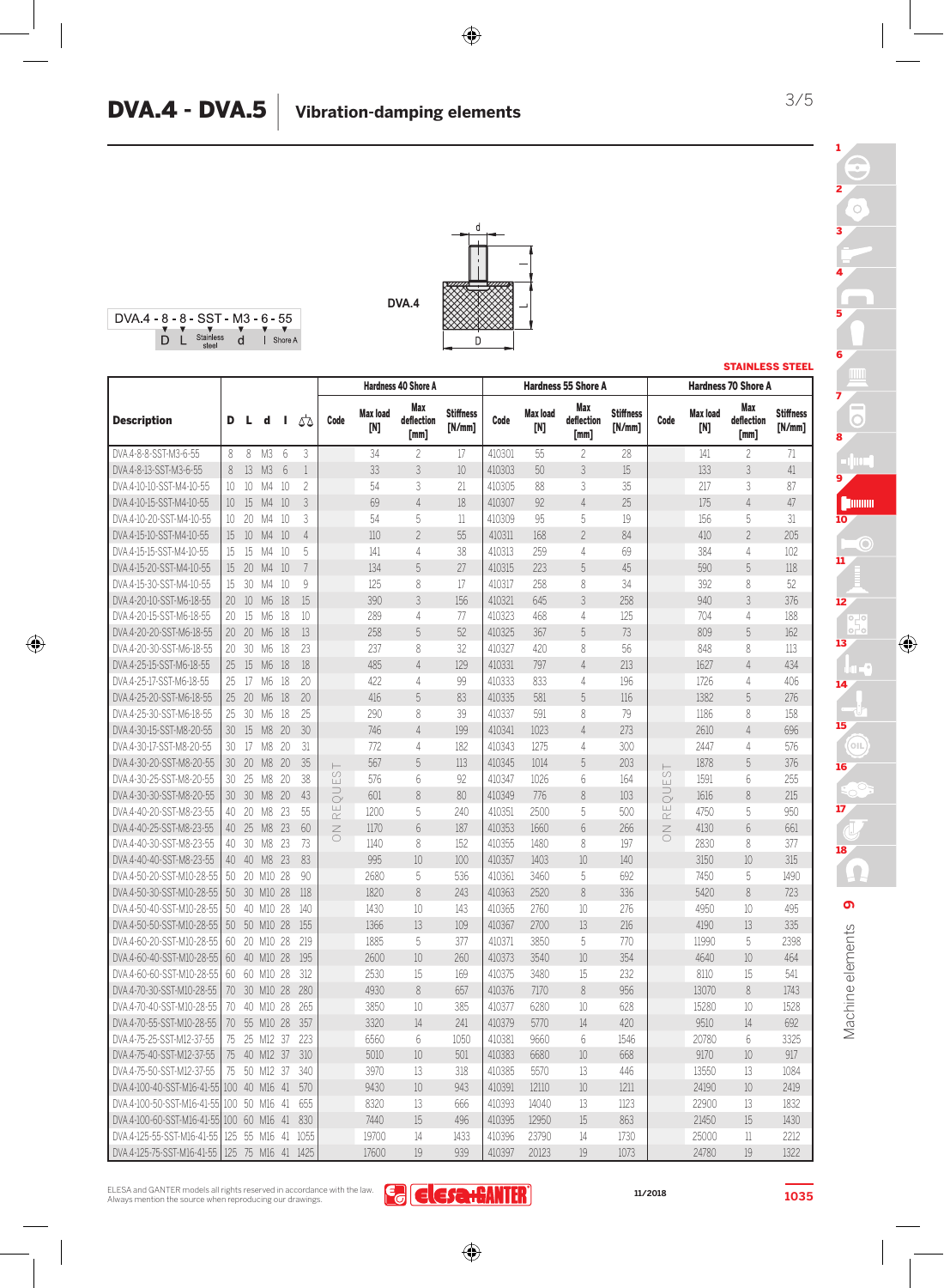# DVA.4 - DVA.5 Vibration-damping elements

DVA.4 - 8 - 8 - SST - M3 - 6 - 55

D L Stainless steel d l Shore A

DVA.4

STAINLESS STEEL

| Description | D | L | d | l | ⚖ | Hardness 40 Shore A | | | | Hardness 55 Shore A | | | | Hardness 70 Shore A | | | |
|---|---|---|---|---|---|---|---|---|---|---|---|---|---|---|---|---|---|
| | | | | | | Code | Max load [N] | Max deflection [mm] | Stiffness [N/mm] | Code | Max load [N] | Max deflection [mm] | Stiffness [N/mm] | Code | Max load [N] | Max deflection [mm] | Stiffness [N/mm] |
| DVA.4-8-8-SST-M3-6-55 | 8 | 8 | M3 | 6 | 3 | ON REQUEST | 34 | 2 | 17 | 410301 | 55 | 2 | 28 | ON REQUEST | 141 | 2 | 71 |
| DVA.4-8-13-SST-M3-6-55 | 8 | 13 | M3 | 6 | 1 | ON REQUEST | 33 | 3 | 10 | 410303 | 50 | 3 | 15 | ON REQUEST | 133 | 3 | 41 |
| DVA.4-10-10-SST-M4-10-55 | 10 | 10 | M4 | 10 | 2 | ON REQUEST | 54 | 3 | 21 | 410305 | 88 | 3 | 35 | ON REQUEST | 217 | 3 | 87 |
| DVA.4-10-15-SST-M4-10-55 | 10 | 15 | M4 | 10 | 3 | ON REQUEST | 69 | 4 | 18 | 410307 | 92 | 4 | 25 | ON REQUEST | 175 | 4 | 47 |
| DVA.4-10-20-SST-M4-10-55 | 10 | 20 | M4 | 10 | 3 | ON REQUEST | 54 | 5 | 11 | 410309 | 95 | 5 | 19 | ON REQUEST | 156 | 5 | 31 |
| DVA.4-15-10-SST-M4-10-55 | 15 | 10 | M4 | 10 | 4 | ON REQUEST | 110 | 2 | 55 | 410311 | 168 | 2 | 84 | ON REQUEST | 410 | 2 | 205 |
| DVA.4-15-15-SST-M4-10-55 | 15 | 15 | M4 | 10 | 5 | ON REQUEST | 141 | 4 | 38 | 410313 | 259 | 4 | 69 | ON REQUEST | 384 | 4 | 102 |
| DVA.4-15-20-SST-M4-10-55 | 15 | 20 | M4 | 10 | 7 | ON REQUEST | 134 | 5 | 27 | 410315 | 223 | 5 | 45 | ON REQUEST | 590 | 5 | 118 |
| DVA.4-15-30-SST-M4-10-55 | 15 | 30 | M4 | 10 | 9 | ON REQUEST | 125 | 8 | 17 | 410317 | 258 | 8 | 34 | ON REQUEST | 392 | 8 | 52 |
| DVA.4-20-10-SST-M6-18-55 | 20 | 10 | M6 | 18 | 15 | ON REQUEST | 390 | 3 | 156 | 410321 | 645 | 3 | 258 | ON REQUEST | 940 | 3 | 376 |
| DVA.4-20-15-SST-M6-18-55 | 20 | 15 | M6 | 18 | 10 | ON REQUEST | 289 | 4 | 77 | 410323 | 468 | 4 | 125 | ON REQUEST | 704 | 4 | 188 |
| DVA.4-20-20-SST-M6-18-55 | 20 | 20 | M6 | 18 | 13 | ON REQUEST | 258 | 5 | 52 | 410325 | 367 | 5 | 73 | ON REQUEST | 809 | 5 | 162 |
| DVA.4-20-30-SST-M6-18-55 | 20 | 30 | M6 | 18 | 23 | ON REQUEST | 237 | 8 | 32 | 410327 | 420 | 8 | 56 | ON REQUEST | 848 | 8 | 113 |
| DVA.4-25-15-SST-M6-18-55 | 25 | 15 | M6 | 18 | 18 | ON REQUEST | 485 | 4 | 129 | 410331 | 797 | 4 | 213 | ON REQUEST | 1627 | 4 | 434 |
| DVA.4-25-17-SST-M6-18-55 | 25 | 17 | M6 | 18 | 20 | ON REQUEST | 422 | 4 | 99 | 410333 | 833 | 4 | 196 | ON REQUEST | 1726 | 4 | 406 |
| DVA.4-25-20-SST-M6-18-55 | 25 | 20 | M6 | 18 | 20 | ON REQUEST | 416 | 5 | 83 | 410335 | 581 | 5 | 116 | ON REQUEST | 1382 | 5 | 276 |
| DVA.4-25-30-SST-M6-18-55 | 25 | 30 | M6 | 18 | 25 | ON REQUEST | 290 | 8 | 39 | 410337 | 591 | 8 | 79 | ON REQUEST | 1186 | 8 | 158 |
| DVA.4-30-15-SST-M8-20-55 | 30 | 15 | M8 | 20 | 30 | ON REQUEST | 746 | 4 | 199 | 410341 | 1023 | 4 | 273 | ON REQUEST | 2610 | 4 | 696 |
| DVA.4-30-17-SST-M8-20-55 | 30 | 17 | M8 | 20 | 31 | ON REQUEST | 772 | 4 | 182 | 410343 | 1275 | 4 | 300 | ON REQUEST | 2447 | 4 | 576 |
| DVA.4-30-20-SST-M8-20-55 | 30 | 20 | M8 | 20 | 35 | ON REQUEST | 567 | 5 | 113 | 410345 | 1014 | 5 | 203 | ON REQUEST | 1878 | 5 | 376 |
| DVA.4-30-25-SST-M8-20-55 | 30 | 25 | M8 | 20 | 38 | ON REQUEST | 576 | 6 | 92 | 410347 | 1026 | 6 | 164 | ON REQUEST | 1591 | 6 | 255 |
| DVA.4-30-30-SST-M8-20-55 | 30 | 30 | M8 | 20 | 43 | ON REQUEST | 601 | 8 | 80 | 410349 | 776 | 8 | 103 | ON REQUEST | 1616 | 8 | 215 |
| DVA.4-40-20-SST-M8-23-55 | 40 | 20 | M8 | 23 | 55 | ON REQUEST | 1200 | 5 | 240 | 410351 | 2500 | 5 | 500 | ON REQUEST | 4750 | 5 | 950 |
| DVA.4-40-25-SST-M8-23-55 | 40 | 25 | M8 | 23 | 60 | ON REQUEST | 1170 | 6 | 187 | 410353 | 1660 | 6 | 266 | ON REQUEST | 4130 | 6 | 661 |
| DVA.4-40-30-SST-M8-23-55 | 40 | 30 | M8 | 23 | 73 | ON REQUEST | 1140 | 8 | 152 | 410355 | 1480 | 8 | 197 | ON REQUEST | 2830 | 8 | 377 |
| DVA.4-40-40-SST-M8-23-55 | 40 | 40 | M8 | 23 | 83 | ON REQUEST | 995 | 10 | 100 | 410357 | 1403 | 10 | 140 | ON REQUEST | 3150 | 10 | 315 |
| DVA.4-50-20-SST-M10-28-55 | 50 | 20 | M10 | 28 | 90 | ON REQUEST | 2680 | 5 | 536 | 410361 | 3460 | 5 | 692 | ON REQUEST | 7450 | 5 | 1490 |
| DVA.4-50-30-SST-M10-28-55 | 50 | 30 | M10 | 28 | 118 | ON REQUEST | 1820 | 8 | 243 | 410363 | 2520 | 8 | 336 | ON REQUEST | 5420 | 8 | 723 |
| DVA.4-50-40-SST-M10-28-55 | 50 | 40 | M10 | 28 | 140 | ON REQUEST | 1430 | 10 | 143 | 410365 | 2760 | 10 | 276 | ON REQUEST | 4950 | 10 | 495 |
| DVA.4-50-50-SST-M10-28-55 | 50 | 50 | M10 | 28 | 155 | ON REQUEST | 1366 | 13 | 109 | 410367 | 2700 | 13 | 216 | ON REQUEST | 4190 | 13 | 335 |
| DVA.4-60-20-SST-M10-28-55 | 60 | 20 | M10 | 28 | 219 | ON REQUEST | 1885 | 5 | 377 | 410371 | 3850 | 5 | 770 | ON REQUEST | 11990 | 5 | 2398 |
| DVA.4-60-40-SST-M10-28-55 | 60 | 40 | M10 | 28 | 195 | ON REQUEST | 2600 | 10 | 260 | 410373 | 3540 | 10 | 354 | ON REQUEST | 4640 | 10 | 464 |
| DVA.4-60-60-SST-M10-28-55 | 60 | 60 | M10 | 28 | 312 | ON REQUEST | 2530 | 15 | 169 | 410375 | 3480 | 15 | 232 | ON REQUEST | 8110 | 15 | 541 |
| DVA.4-70-30-SST-M10-28-55 | 70 | 30 | M10 | 28 | 280 | ON REQUEST | 4930 | 8 | 657 | 410376 | 7170 | 8 | 956 | ON REQUEST | 13070 | 8 | 1743 |
| DVA.4-70-40-SST-M10-28-55 | 70 | 40 | M10 | 28 | 265 | ON REQUEST | 3850 | 10 | 385 | 410377 | 6280 | 10 | 628 | ON REQUEST | 15280 | 10 | 1528 |
| DVA.4-70-55-SST-M10-28-55 | 70 | 55 | M10 | 28 | 357 | ON REQUEST | 3320 | 14 | 241 | 410379 | 5770 | 14 | 420 | ON REQUEST | 9510 | 14 | 692 |
| DVA.4-75-25-SST-M12-37-55 | 75 | 25 | M12 | 37 | 223 | ON REQUEST | 6560 | 6 | 1050 | 410381 | 9660 | 6 | 1546 | ON REQUEST | 20780 | 6 | 3325 |
| DVA.4-75-40-SST-M12-37-55 | 75 | 40 | M12 | 37 | 310 | ON REQUEST | 5010 | 10 | 501 | 410383 | 6680 | 10 | 668 | ON REQUEST | 9170 | 10 | 917 |
| DVA.4-75-50-SST-M12-37-55 | 75 | 50 | M12 | 37 | 340 | ON REQUEST | 3970 | 13 | 318 | 410385 | 5570 | 13 | 446 | ON REQUEST | 13550 | 13 | 1084 |
| DVA.4-100-40-SST-M16-41-55 | 100 | 40 | M16 | 41 | 570 | ON REQUEST | 9430 | 10 | 943 | 410391 | 12110 | 10 | 1211 | ON REQUEST | 24190 | 10 | 2419 |
| DVA.4-100-50-SST-M16-41-55 | 100 | 50 | M16 | 41 | 655 | ON REQUEST | 8320 | 13 | 666 | 410393 | 14040 | 13 | 1123 | ON REQUEST | 22900 | 13 | 1832 |
| DVA.4-100-60-SST-M16-41-55 | 100 | 60 | M16 | 41 | 830 | ON REQUEST | 7440 | 15 | 496 | 410395 | 12950 | 15 | 863 | ON REQUEST | 21450 | 15 | 1430 |
| DVA.4-125-55-SST-M16-41-55 | 125 | 55 | M16 | 41 | 1055 | ON REQUEST | 19700 | 14 | 1433 | 410396 | 23790 | 14 | 1730 | ON REQUEST | 25000 | 11 | 2212 |
| DVA.4-125-75-SST-M16-41-55 | 125 | 75 | M16 | 41 | 1425 | ON REQUEST | 17600 | 19 | 939 | 410397 | 20123 | 19 | 1073 | ON REQUEST | 24780 | 19 | 1322 |

ELESA and GANTER models all rights reserved in accordance with the law. Always mention the source when reproducing our drawings.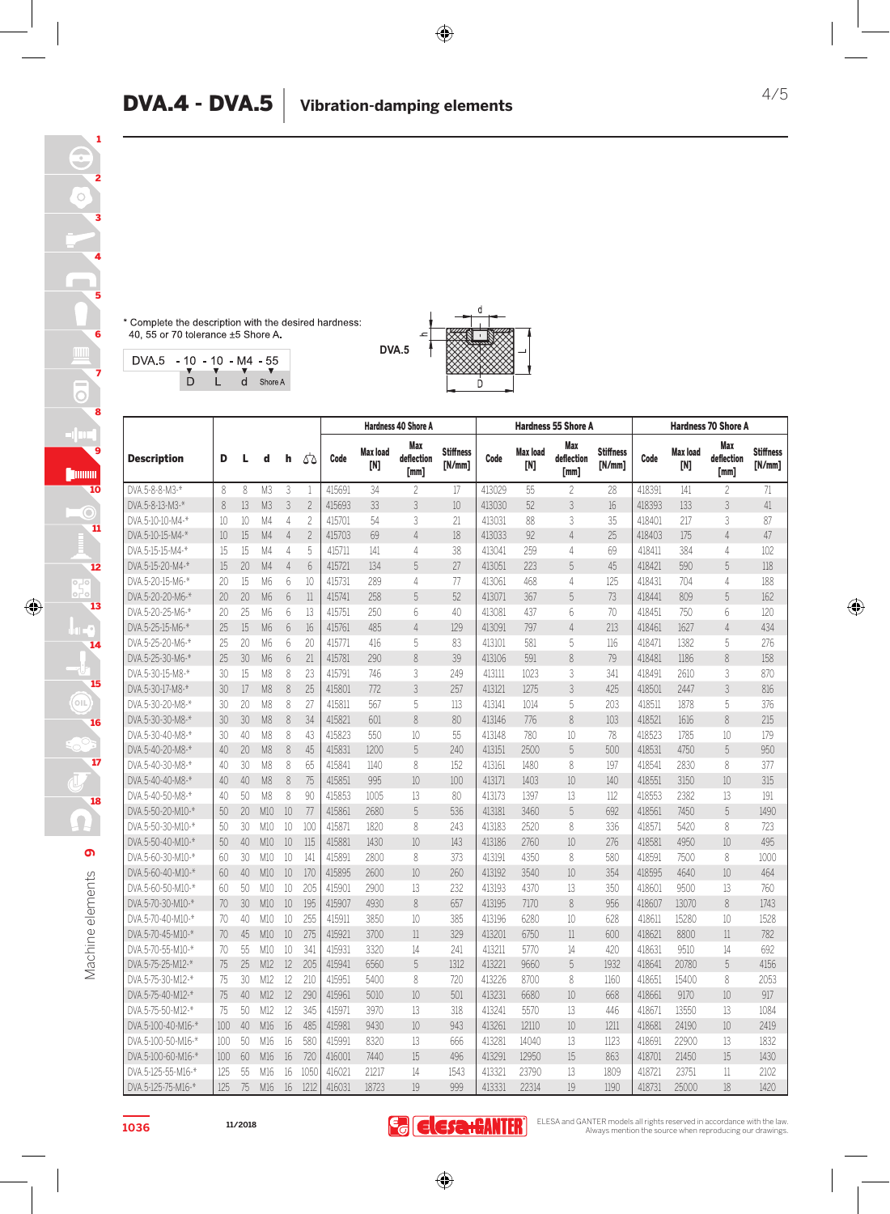# DVA.4 - DVA.5 | Vibration-damping elements

\* Complete the description with the desired hardness: 40, 55 or 70 tolerance ±5 Shore A.

DVA.5 - 10 - 10 - M4 - 55
D L d Shore A

DVA.5

| Description | D | L | d | h | ⚖ | Hardness 40 Shore A | | | | Hardness 55 Shore A | | | | Hardness 70 Shore A | | | |
|---|---|---|---|---|---|---|---|---|---|---|---|---|---|---|---|---|---|
| | | | | | | Code | Max load [N] | Max deflection [mm] | Stiffness [N/mm] | Code | Max load [N] | Max deflection [mm] | Stiffness [N/mm] | Code | Max load [N] | Max deflection [mm] | Stiffness [N/mm] |
| DVA.5-8-8-M3-* | 8 | 8 | M3 | 3 | 1 | 415691 | 34 | 2 | 17 | 413029 | 55 | 2 | 28 | 418391 | 141 | 2 | 71 |
| DVA.5-8-13-M3-* | 8 | 13 | M3 | 3 | 2 | 415693 | 33 | 3 | 10 | 413030 | 52 | 3 | 16 | 418393 | 133 | 3 | 41 |
| DVA.5-10-10-M4-* | 10 | 10 | M4 | 4 | 2 | 415701 | 54 | 3 | 21 | 413031 | 88 | 3 | 35 | 418401 | 217 | 3 | 87 |
| DVA.5-10-15-M4-* | 10 | 15 | M4 | 4 | 2 | 415703 | 69 | 4 | 18 | 413033 | 92 | 4 | 25 | 418403 | 175 | 4 | 47 |
| DVA.5-15-15-M4-* | 15 | 15 | M4 | 4 | 5 | 415711 | 141 | 4 | 38 | 413041 | 259 | 4 | 69 | 418411 | 384 | 4 | 102 |
| DVA.5-15-20-M4-* | 15 | 20 | M4 | 4 | 6 | 415721 | 134 | 5 | 27 | 413051 | 223 | 5 | 45 | 418421 | 590 | 5 | 118 |
| DVA.5-20-15-M6-* | 20 | 15 | M6 | 6 | 10 | 415731 | 289 | 4 | 77 | 413061 | 468 | 4 | 125 | 418431 | 704 | 4 | 188 |
| DVA.5-20-20-M6-* | 20 | 20 | M6 | 6 | 11 | 415741 | 258 | 5 | 52 | 413071 | 367 | 5 | 73 | 418441 | 809 | 5 | 162 |
| DVA.5-20-25-M6-* | 20 | 25 | M6 | 6 | 13 | 415751 | 250 | 6 | 40 | 413081 | 437 | 6 | 70 | 418451 | 750 | 6 | 120 |
| DVA.5-25-15-M6-* | 25 | 15 | M6 | 6 | 16 | 415761 | 485 | 4 | 129 | 413091 | 797 | 4 | 213 | 418461 | 1627 | 4 | 434 |
| DVA.5-25-20-M6-* | 25 | 20 | M6 | 6 | 20 | 415771 | 416 | 5 | 83 | 413101 | 581 | 5 | 116 | 418471 | 1382 | 5 | 276 |
| DVA.5-25-30-M6-* | 25 | 30 | M6 | 6 | 21 | 415781 | 290 | 8 | 39 | 413106 | 591 | 8 | 79 | 418481 | 1186 | 8 | 158 |
| DVA.5-30-15-M8-* | 30 | 15 | M8 | 8 | 23 | 415791 | 746 | 3 | 249 | 413111 | 1023 | 3 | 341 | 418491 | 2610 | 3 | 870 |
| DVA.5-30-17-M8-* | 30 | 17 | M8 | 8 | 25 | 415801 | 772 | 3 | 257 | 413121 | 1275 | 3 | 425 | 418501 | 2447 | 3 | 816 |
| DVA.5-30-20-M8-* | 30 | 20 | M8 | 8 | 27 | 415811 | 567 | 5 | 113 | 413141 | 1014 | 5 | 203 | 418511 | 1878 | 5 | 376 |
| DVA.5-30-30-M8-* | 30 | 30 | M8 | 8 | 34 | 415821 | 601 | 8 | 80 | 413146 | 776 | 8 | 103 | 418521 | 1616 | 8 | 215 |
| DVA.5-30-40-M8-* | 30 | 40 | M8 | 8 | 43 | 415823 | 550 | 10 | 55 | 413148 | 780 | 10 | 78 | 418523 | 1785 | 10 | 179 |
| DVA.5-40-20-M8-* | 40 | 20 | M8 | 8 | 45 | 415831 | 1200 | 5 | 240 | 413151 | 2500 | 5 | 500 | 418531 | 4750 | 5 | 950 |
| DVA.5-40-30-M8-* | 40 | 30 | M8 | 8 | 65 | 415841 | 1140 | 8 | 152 | 413161 | 1480 | 8 | 197 | 418541 | 2830 | 8 | 377 |
| DVA.5-40-40-M8-* | 40 | 40 | M8 | 8 | 75 | 415851 | 995 | 10 | 100 | 413171 | 1403 | 10 | 140 | 418551 | 3150 | 10 | 315 |
| DVA.5-40-50-M8-* | 40 | 50 | M8 | 8 | 90 | 415853 | 1005 | 13 | 80 | 413173 | 1397 | 13 | 112 | 418553 | 2382 | 13 | 191 |
| DVA.5-50-20-M10-* | 50 | 20 | M10 | 10 | 77 | 415861 | 2680 | 5 | 536 | 413181 | 3460 | 5 | 692 | 418561 | 7450 | 5 | 1490 |
| DVA.5-50-30-M10-* | 50 | 30 | M10 | 10 | 100 | 415871 | 1820 | 8 | 243 | 413183 | 2520 | 8 | 336 | 418571 | 5420 | 8 | 723 |
| DVA.5-50-40-M10-* | 50 | 40 | M10 | 10 | 115 | 415881 | 1430 | 10 | 143 | 413186 | 2760 | 10 | 276 | 418581 | 4950 | 10 | 495 |
| DVA.5-60-30-M10-* | 60 | 30 | M10 | 10 | 141 | 415891 | 2800 | 8 | 373 | 413191 | 4350 | 8 | 580 | 418591 | 7500 | 8 | 1000 |
| DVA.5-60-40-M10-* | 60 | 40 | M10 | 10 | 170 | 415895 | 2600 | 10 | 260 | 413192 | 3540 | 10 | 354 | 418595 | 4640 | 10 | 464 |
| DVA.5-60-50-M10-* | 60 | 50 | M10 | 10 | 205 | 415901 | 2900 | 13 | 232 | 413193 | 4370 | 13 | 350 | 418601 | 9500 | 13 | 760 |
| DVA.5-70-30-M10-* | 70 | 30 | M10 | 10 | 195 | 415907 | 4930 | 8 | 657 | 413195 | 7170 | 8 | 956 | 418607 | 13070 | 8 | 1743 |
| DVA.5-70-40-M10-* | 70 | 40 | M10 | 10 | 255 | 415911 | 3850 | 10 | 385 | 413196 | 6280 | 10 | 628 | 418611 | 15280 | 10 | 1528 |
| DVA.5-70-45-M10-* | 70 | 45 | M10 | 10 | 275 | 415921 | 3700 | 11 | 329 | 413201 | 6750 | 11 | 600 | 418621 | 8800 | 11 | 782 |
| DVA.5-70-55-M10-* | 70 | 55 | M10 | 10 | 341 | 415931 | 3320 | 14 | 241 | 413211 | 5770 | 14 | 420 | 418631 | 9510 | 14 | 692 |
| DVA.5-75-25-M12-* | 75 | 25 | M12 | 12 | 205 | 415941 | 6560 | 5 | 1312 | 413221 | 9660 | 5 | 1932 | 418641 | 20780 | 5 | 4156 |
| DVA.5-75-30-M12-* | 75 | 30 | M12 | 12 | 210 | 415951 | 5400 | 8 | 720 | 413226 | 8700 | 8 | 1160 | 418651 | 15400 | 8 | 2053 |
| DVA.5-75-40-M12-* | 75 | 40 | M12 | 12 | 290 | 415961 | 5010 | 10 | 501 | 413231 | 6680 | 10 | 668 | 418661 | 9170 | 10 | 917 |
| DVA.5-75-50-M12-* | 75 | 50 | M12 | 12 | 345 | 415971 | 3970 | 13 | 318 | 413241 | 5570 | 13 | 446 | 418671 | 13550 | 13 | 1084 |
| DVA.5-100-40-M16-* | 100 | 40 | M16 | 16 | 485 | 415981 | 9430 | 10 | 943 | 413261 | 12110 | 10 | 1211 | 418681 | 24190 | 10 | 2419 |
| DVA.5-100-50-M16-* | 100 | 50 | M16 | 16 | 580 | 415991 | 8320 | 13 | 666 | 413281 | 14040 | 13 | 1123 | 418691 | 22900 | 13 | 1832 |
| DVA.5-100-60-M16-* | 100 | 60 | M16 | 16 | 720 | 416001 | 7440 | 15 | 496 | 413291 | 12950 | 15 | 863 | 418701 | 21450 | 15 | 1430 |
| DVA.5-125-55-M16-* | 125 | 55 | M16 | 16 | 1050 | 416021 | 21217 | 14 | 1543 | 413321 | 23790 | 13 | 1809 | 418721 | 23751 | 11 | 2102 |
| DVA.5-125-75-M16-* | 125 | 75 | M16 | 16 | 1212 | 416031 | 18723 | 19 | 999 | 413331 | 22314 | 19 | 1190 | 418731 | 25000 | 18 | 1420 |

ELESA and GANTER models all rights reserved in accordance with the law. Always mention the source when reproducing our drawings.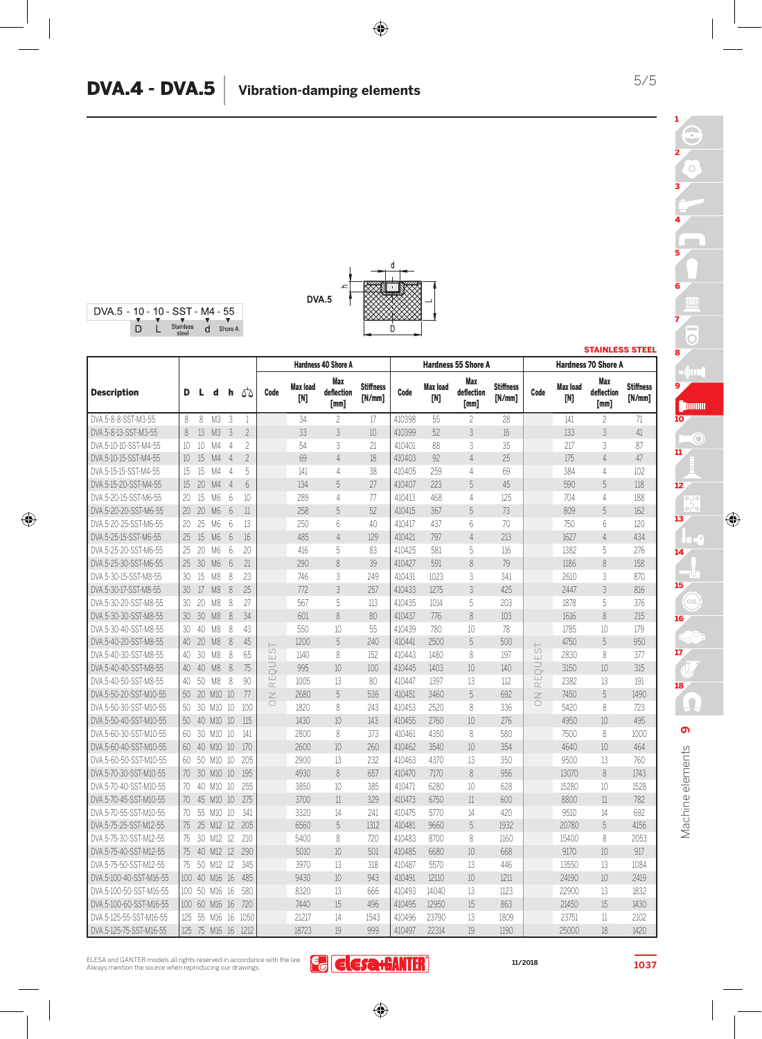# DVA.4 - DVA.5 Vibration-damping elements

DVA.5 - 10 - 10 - SST - M4 - 55
D L Stainless steel d Shore A

DVA.5

STAINLESS STEEL

| Description | D | L | d | h | ⚖ | Hardness 40 Shore A | | | | Hardness 55 Shore A | | | | Hardness 70 Shore A | | | |
|---|---|---|---|---|---|---|---|---|---|---|---|---|---|---|---|---|---|
| | | | | | | Code | Max load [N] | Max deflection [mm] | Stiffness [N/mm] | Code | Max load [N] | Max deflection [mm] | Stiffness [N/mm] | Code | Max load [N] | Max deflection [mm] | Stiffness [N/mm] |
| DVA.5-8-8-SST-M3-55 | 8 | 8 | M3 | 3 | 1 | ON REQUEST | 34 | 2 | 17 | 410398 | 55 | 2 | 28 | ON REQUEST | 141 | 2 | 71 |
| DVA.5-8-13-SST-M3-55 | 8 | 13 | M3 | 3 | 2 | | 33 | 3 | 10 | 410399 | 52 | 3 | 16 | | 133 | 3 | 41 |
| DVA.5-10-10-SST-M4-55 | 10 | 10 | M4 | 4 | 2 | | 54 | 3 | 21 | 410401 | 88 | 3 | 35 | | 217 | 3 | 87 |
| DVA.5-10-15-SST-M4-55 | 10 | 15 | M4 | 4 | 2 | | 69 | 4 | 18 | 410403 | 92 | 4 | 25 | | 175 | 4 | 47 |
| DVA.5-15-15-SST-M4-55 | 15 | 15 | M4 | 4 | 5 | | 141 | 4 | 38 | 410405 | 259 | 4 | 69 | | 384 | 4 | 102 |
| DVA.5-15-20-SST-M4-55 | 15 | 20 | M4 | 4 | 6 | | 134 | 5 | 27 | 410407 | 223 | 5 | 45 | | 590 | 5 | 118 |
| DVA.5-20-15-SST-M6-55 | 20 | 15 | M6 | 6 | 10 | | 289 | 4 | 77 | 410413 | 468 | 4 | 125 | | 704 | 4 | 188 |
| DVA.5-20-20-SST-M6-55 | 20 | 20 | M6 | 6 | 11 | | 258 | 5 | 52 | 410415 | 367 | 5 | 73 | | 809 | 5 | 162 |
| DVA.5-20-25-SST-M6-55 | 20 | 25 | M6 | 6 | 13 | | 250 | 6 | 40 | 410417 | 437 | 6 | 70 | | 750 | 6 | 120 |
| DVA.5-25-15-SST-M6-55 | 25 | 15 | M6 | 6 | 16 | | 485 | 4 | 129 | 410421 | 797 | 4 | 213 | | 1627 | 4 | 434 |
| DVA.5-25-20-SST-M6-55 | 25 | 20 | M6 | 6 | 20 | | 416 | 5 | 83 | 410425 | 581 | 5 | 116 | | 1382 | 5 | 276 |
| DVA.5-25-30-SST-M6-55 | 25 | 30 | M6 | 6 | 21 | | 290 | 8 | 39 | 410427 | 591 | 8 | 79 | | 1186 | 8 | 158 |
| DVA.5-30-15-SST-M8-55 | 30 | 15 | M8 | 8 | 23 | | 746 | 3 | 249 | 410431 | 1023 | 3 | 341 | | 2610 | 3 | 870 |
| DVA.5-30-17-SST-M8-55 | 30 | 17 | M8 | 8 | 25 | | 772 | 3 | 257 | 410433 | 1275 | 3 | 425 | | 2447 | 3 | 816 |
| DVA.5-30-20-SST-M8-55 | 30 | 20 | M8 | 8 | 27 | | 567 | 5 | 113 | 410435 | 1014 | 5 | 203 | | 1878 | 5 | 376 |
| DVA.5-30-30-SST-M8-55 | 30 | 30 | M8 | 8 | 34 | | 601 | 8 | 80 | 410437 | 776 | 8 | 103 | | 1616 | 8 | 215 |
| DVA.5-30-40-SST-M8-55 | 30 | 40 | M8 | 8 | 43 | | 550 | 10 | 55 | 410439 | 780 | 10 | 78 | | 1785 | 10 | 179 |
| DVA.5-40-20-SST-M8-55 | 40 | 20 | M8 | 8 | 45 | | 1200 | 5 | 240 | 410441 | 2500 | 5 | 500 | | 4750 | 5 | 950 |
| DVA.5-40-30-SST-M8-55 | 40 | 30 | M8 | 8 | 65 | | 1140 | 8 | 152 | 410443 | 1480 | 8 | 197 | | 2830 | 8 | 377 |
| DVA.5-40-40-SST-M8-55 | 40 | 40 | M8 | 8 | 75 | | 995 | 10 | 100 | 410445 | 1403 | 10 | 140 | | 3150 | 10 | 315 |
| DVA.5-40-50-SST-M8-55 | 40 | 50 | M8 | 8 | 90 | | 1005 | 13 | 80 | 410447 | 1397 | 13 | 112 | | 2382 | 13 | 191 |
| DVA.5-50-20-SST-M10-55 | 50 | 20 | M10 | 10 | 77 | | 2680 | 5 | 536 | 410451 | 3460 | 5 | 692 | | 7450 | 5 | 1490 |
| DVA.5-50-30-SST-M10-55 | 50 | 30 | M10 | 10 | 100 | | 1820 | 8 | 243 | 410453 | 2520 | 8 | 336 | | 5420 | 8 | 723 |
| DVA.5-50-40-SST-M10-55 | 50 | 40 | M10 | 10 | 115 | | 1430 | 10 | 143 | 410455 | 2760 | 10 | 276 | | 4950 | 10 | 495 |
| DVA.5-60-30-SST-M10-55 | 60 | 30 | M10 | 10 | 141 | | 2800 | 8 | 373 | 410461 | 4350 | 8 | 580 | | 7500 | 8 | 1000 |
| DVA.5-60-40-SST-M10-55 | 60 | 40 | M10 | 10 | 170 | | 2600 | 10 | 260 | 410462 | 3540 | 10 | 354 | | 4640 | 10 | 464 |
| DVA.5-60-50-SST-M10-55 | 60 | 50 | M10 | 10 | 205 | | 2900 | 13 | 232 | 410463 | 4370 | 13 | 350 | | 9500 | 13 | 760 |
| DVA.5-70-30-SST-M10-55 | 70 | 30 | M10 | 10 | 195 | | 4930 | 8 | 657 | 410470 | 7170 | 8 | 956 | | 13070 | 8 | 1743 |
| DVA.5-70-40-SST-M10-55 | 70 | 40 | M10 | 10 | 255 | | 3850 | 10 | 385 | 410471 | 6280 | 10 | 628 | | 15280 | 10 | 1528 |
| DVA.5-70-45-SST-M10-55 | 70 | 45 | M10 | 10 | 275 | | 3700 | 11 | 329 | 410473 | 6750 | 11 | 600 | | 8800 | 11 | 782 |
| DVA.5-70-55-SST-M10-55 | 70 | 55 | M10 | 10 | 341 | | 3320 | 14 | 241 | 410475 | 5770 | 14 | 420 | | 9510 | 14 | 692 |
| DVA.5-75-25-SST-M12-55 | 75 | 25 | M12 | 12 | 205 | | 6560 | 5 | 1312 | 410481 | 9660 | 5 | 1932 | | 20780 | 5 | 4156 |
| DVA.5-75-30-SST-M12-55 | 75 | 30 | M12 | 12 | 210 | | 5400 | 8 | 720 | 410483 | 8700 | 8 | 1160 | | 15400 | 8 | 2053 |
| DVA.5-75-40-SST-M12-55 | 75 | 40 | M12 | 12 | 290 | | 5010 | 10 | 501 | 410485 | 6680 | 10 | 668 | | 9170 | 10 | 917 |
| DVA.5-75-50-SST-M12-55 | 75 | 50 | M12 | 12 | 345 | | 3970 | 13 | 318 | 410487 | 5570 | 13 | 446 | | 13550 | 13 | 1084 |
| DVA.5-100-40-SST-M16-55 | 100 | 40 | M16 | 16 | 485 | | 9430 | 10 | 943 | 410491 | 12110 | 10 | 1211 | | 24190 | 10 | 2419 |
| DVA.5-100-50-SST-M16-55 | 100 | 50 | M16 | 16 | 580 | | 8320 | 13 | 666 | 410493 | 14040 | 13 | 1123 | | 22900 | 13 | 1832 |
| DVA.5-100-60-SST-M16-55 | 100 | 60 | M16 | 16 | 720 | | 7440 | 15 | 496 | 410495 | 12950 | 15 | 863 | | 21450 | 15 | 1430 |
| DVA.5-125-55-SST-M16-55 | 125 | 55 | M16 | 16 | 1050 | | 21217 | 14 | 1543 | 410496 | 23790 | 13 | 1809 | | 23751 | 11 | 2102 |
| DVA.5-125-75-SST-M16-55 | 125 | 75 | M16 | 16 | 1212 | | 18723 | 19 | 999 | 410497 | 22314 | 19 | 1190 | | 25000 | 18 | 1420 |

ELESA and GANTER models all rights reserved in accordance with the law. Always mention the source when reproducing our drawings.